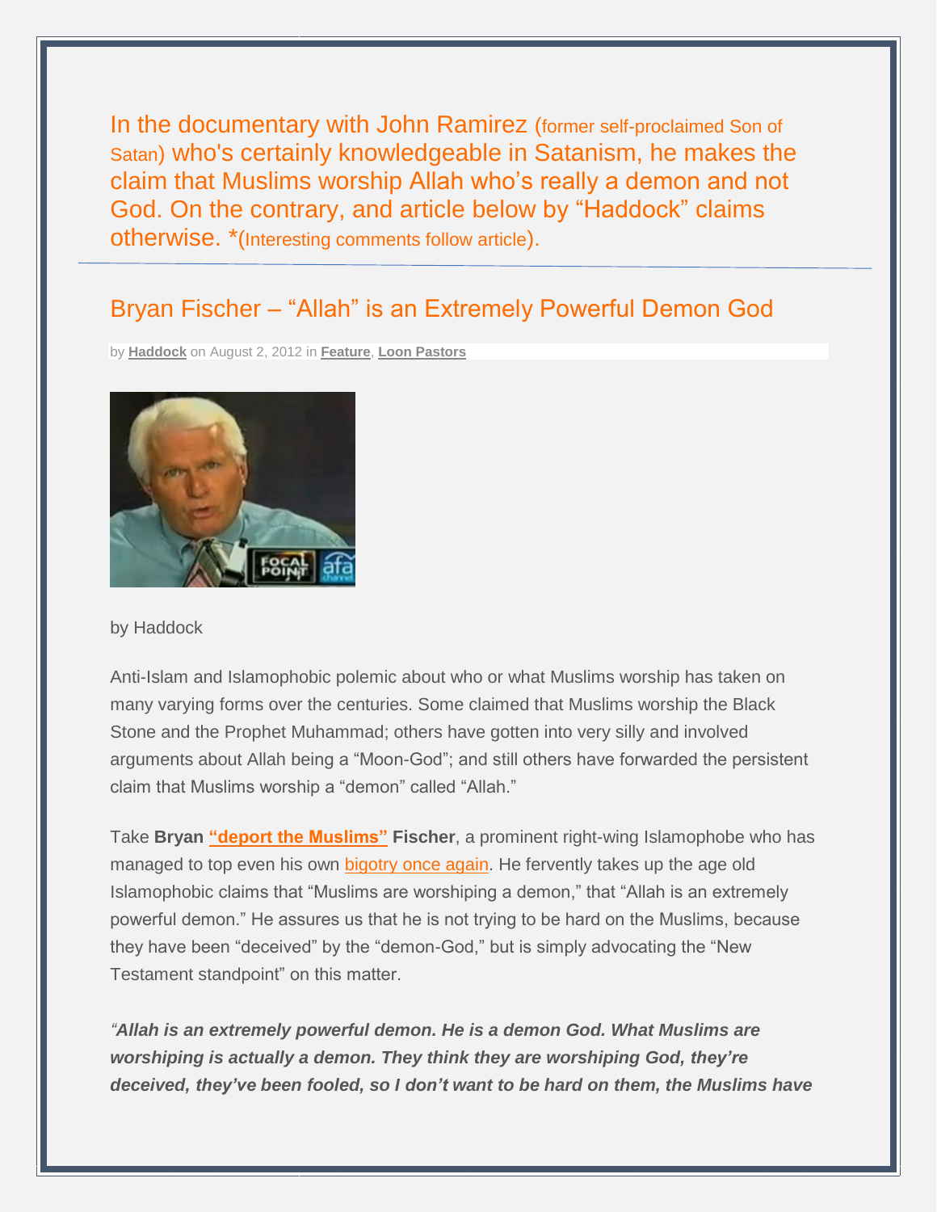In the documentary with John Ramirez (former self-proclaimed Son of Satan) who's certainly knowledgeable in Satanism, he makes the claim that Muslims worship Allah who's really a demon and not God. On the contrary, and article below by "Haddock" claims otherwise. *(Interesting comments follow article).

---

## Bryan Fischer – "Allah" is an Extremely Powerful Demon God

by **Haddock** on August 2, 2012 in **Feature**, **Loon Pastors**

by Haddock

Anti-Islam and Islamophobic polemic about who or what Muslims worship has taken on many varying forms over the centuries. Some claimed that Muslims worship the Black Stone and the Prophet Muhammad; others have gotten into very silly and involved arguments about Allah being a "Moon-God"; and still others have forwarded the persistent claim that Muslims worship a "demon" called "Allah."

Take **Bryan "deport the Muslims" Fischer**, a prominent right-wing Islamophobe who has managed to top even his own bigotry once again. He fervently takes up the age old Islamophobic claims that "Muslims are worshiping a demon," that "Allah is an extremely powerful demon." He assures us that he is not trying to be hard on the Muslims, because they have been "deceived" by the "demon-God," but is simply advocating the "New Testament standpoint" on this matter.

***"Allah is an extremely powerful demon. He is a demon God. What Muslims are worshiping is actually a demon. They think they are worshiping God, they're deceived, they've been fooled, so I don't want to be hard on them, the Muslims have***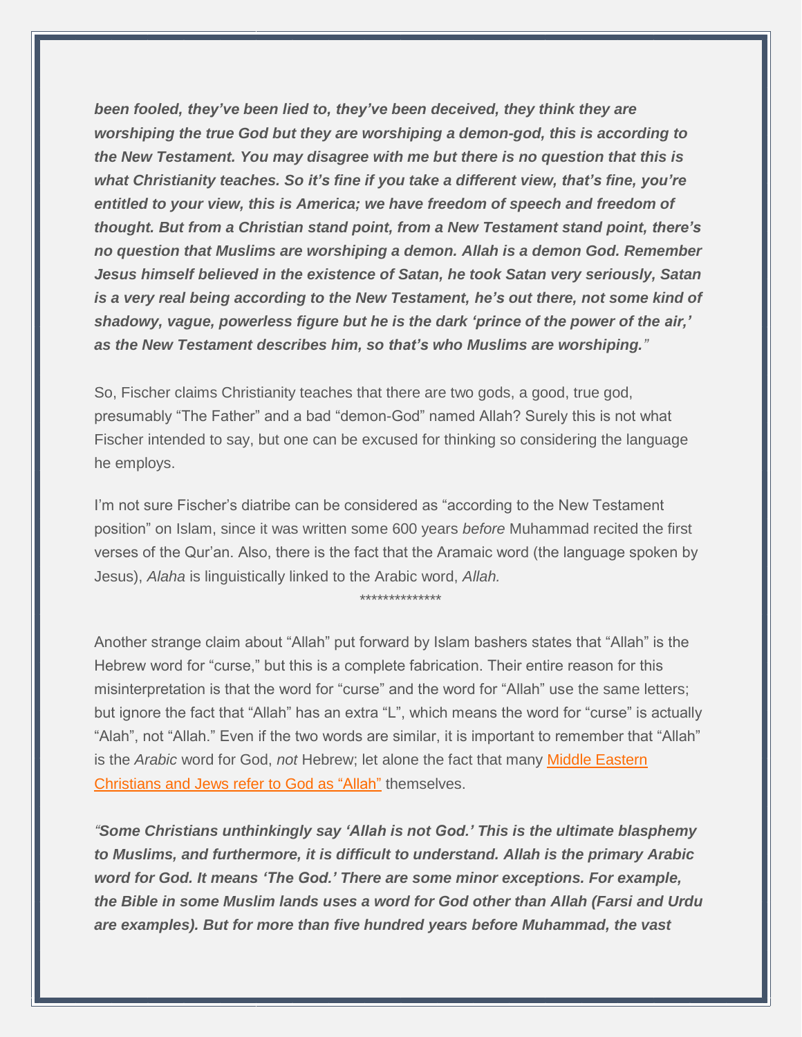***been fooled, they've been lied to, they've been deceived, they think they are worshiping the true God but they are worshiping a demon-god, this is according to the New Testament. You may disagree with me but there is no question that this is what Christianity teaches. So it's fine if you take a different view, that's fine, you're entitled to your view, this is America; we have freedom of speech and freedom of thought. But from a Christian stand point, from a New Testament stand point, there's no question that Muslims are worshiping a demon. Allah is a demon God. Remember Jesus himself believed in the existence of Satan, he took Satan very seriously, Satan is a very real being according to the New Testament, he's out there, not some kind of shadowy, vague, powerless figure but he is the dark 'prince of the power of the air,' as the New Testament describes him, so that's who Muslims are worshiping."***

So, Fischer claims Christianity teaches that there are two gods, a good, true god, presumably "The Father" and a bad "demon-God" named Allah? Surely this is not what Fischer intended to say, but one can be excused for thinking so considering the language he employs.

I'm not sure Fischer's diatribe can be considered as "according to the New Testament position" on Islam, since it was written some 600 years *before* Muhammad recited the first verses of the Qur'an. Also, there is the fact that the Aramaic word (the language spoken by Jesus), *Alaha* is linguistically linked to the Arabic word, *Allah.*

**************

Another strange claim about "Allah" put forward by Islam bashers states that "Allah" is the Hebrew word for "curse," but this is a complete fabrication. Their entire reason for this misinterpretation is that the word for "curse" and the word for "Allah" use the same letters; but ignore the fact that "Allah" has an extra "L", which means the word for "curse" is actually "Alah", not "Allah." Even if the two words are similar, it is important to remember that "Allah" is the *Arabic* word for God, *not* Hebrew; let alone the fact that many [Middle Eastern Christians and Jews refer to God as "Allah"]() themselves.

***"Some Christians unthinkingly say 'Allah is not God.' This is the ultimate blasphemy to Muslims, and furthermore, it is difficult to understand. Allah is the primary Arabic word for God. It means 'The God.' There are some minor exceptions. For example, the Bible in some Muslim lands uses a word for God other than Allah (Farsi and Urdu are examples). But for more than five hundred years before Muhammad, the vast***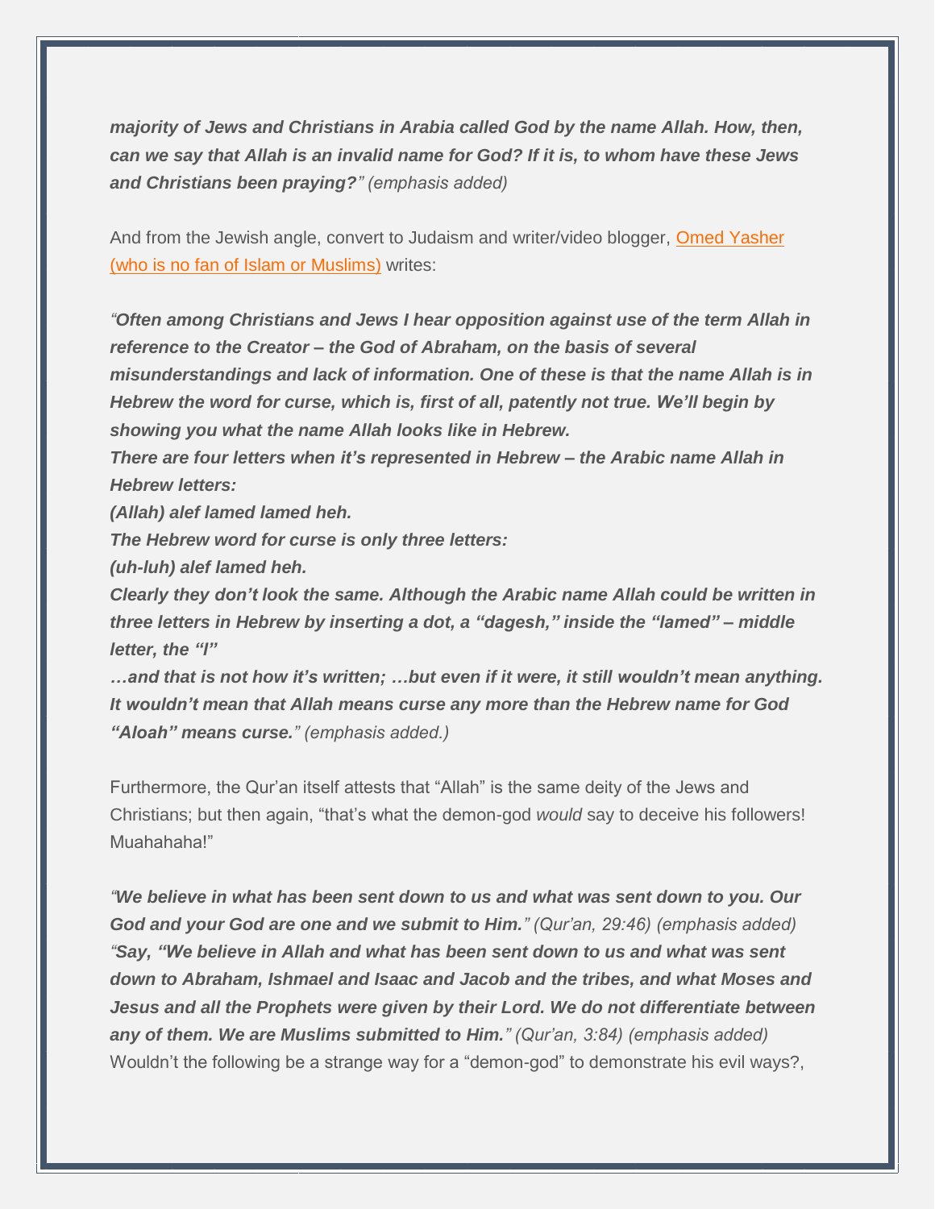***majority of Jews and Christians in Arabia called God by the name Allah. How, then, can we say that Allah is an invalid name for God? If it is, to whom have these Jews and Christians been praying?****" (emphasis added)*

And from the Jewish angle, convert to Judaism and writer/video blogger, Omed Yasher (who is no fan of Islam or Muslims) writes:

*"****Often among Christians and Jews I hear opposition against use of the term Allah in reference to the Creator – the God of Abraham, on the basis of several misunderstandings and lack of information. One of these is that the name Allah is in Hebrew the word for curse, which is, first of all, patently not true. We'll begin by showing you what the name Allah looks like in Hebrew.***

***There are four letters when it's represented in Hebrew – the Arabic name Allah in Hebrew letters:***

***(Allah) alef lamed lamed heh.***

***The Hebrew word for curse is only three letters:***

***(uh-luh) alef lamed heh.***

***Clearly they don't look the same. Although the Arabic name Allah could be written in three letters in Hebrew by inserting a dot, a "dagesh," inside the "lamed" – middle letter, the "l"***

***…and that is not how it's written; …but even if it were, it still wouldn't mean anything. It wouldn't mean that Allah means curse any more than the Hebrew name for God "Aloah" means curse.****" (emphasis added.)*

Furthermore, the Qur'an itself attests that "Allah" is the same deity of the Jews and Christians; but then again, "that's what the demon-god *would* say to deceive his followers! Muahahaha!"

*"****We believe in what has been sent down to us and what was sent down to you. Our God and your God are one and we submit to Him.****" (Qur'an, 29:46) (emphasis added)*
*"****Say, "We believe in Allah and what has been sent down to us and what was sent down to Abraham, Ishmael and Isaac and Jacob and the tribes, and what Moses and Jesus and all the Prophets were given by their Lord. We do not differentiate between any of them. We are Muslims submitted to Him.****" (Qur'an, 3:84) (emphasis added)*
Wouldn't the following be a strange way for a "demon-god" to demonstrate his evil ways?,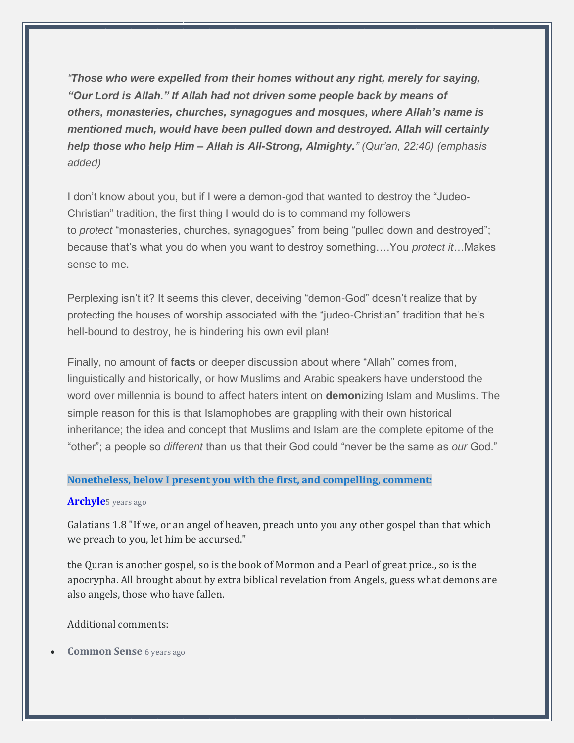*"**Those who were expelled from their homes without any right, merely for saying, "Our Lord is Allah." If Allah had not driven some people back by means of others, monasteries, churches, synagogues and mosques, where Allah's name is mentioned much, would have been pulled down and destroyed. Allah will certainly help those who help Him – Allah is All-Strong, Almighty.**" (Qur'an, 22:40) (emphasis added)*

I don't know about you, but if I were a demon-god that wanted to destroy the "Judeo-Christian" tradition, the first thing I would do is to command my followers to *protect* "monasteries, churches, synagogues" from being "pulled down and destroyed"; because that's what you do when you want to destroy something….You *protect it*…Makes sense to me.

Perplexing isn't it? It seems this clever, deceiving "demon-God" doesn't realize that by protecting the houses of worship associated with the "judeo-Christian" tradition that he's hell-bound to destroy, he is hindering his own evil plan!

Finally, no amount of **facts** or deeper discussion about where "Allah" comes from, linguistically and historically, or how Muslims and Arabic speakers have understood the word over millennia is bound to affect haters intent on **demon**izing Islam and Muslims. The simple reason for this is that Islamophobes are grappling with their own historical inheritance; the idea and concept that Muslims and Islam are the complete epitome of the "other"; a people so *different* than us that their God could "never be the same as *our* God."

**Nonetheless, below I present you with the first, and compelling, comment:**

**Archyle** 5 years ago

Galatians 1.8 "If we, or an angel of heaven, preach unto you any other gospel than that which we preach to you, let him be accursed."

the Quran is another gospel, so is the book of Mormon and a Pearl of great price., so is the apocrypha. All brought about by extra biblical revelation from Angels, guess what demons are also angels, those who have fallen.

Additional comments:

- **Common Sense** 6 years ago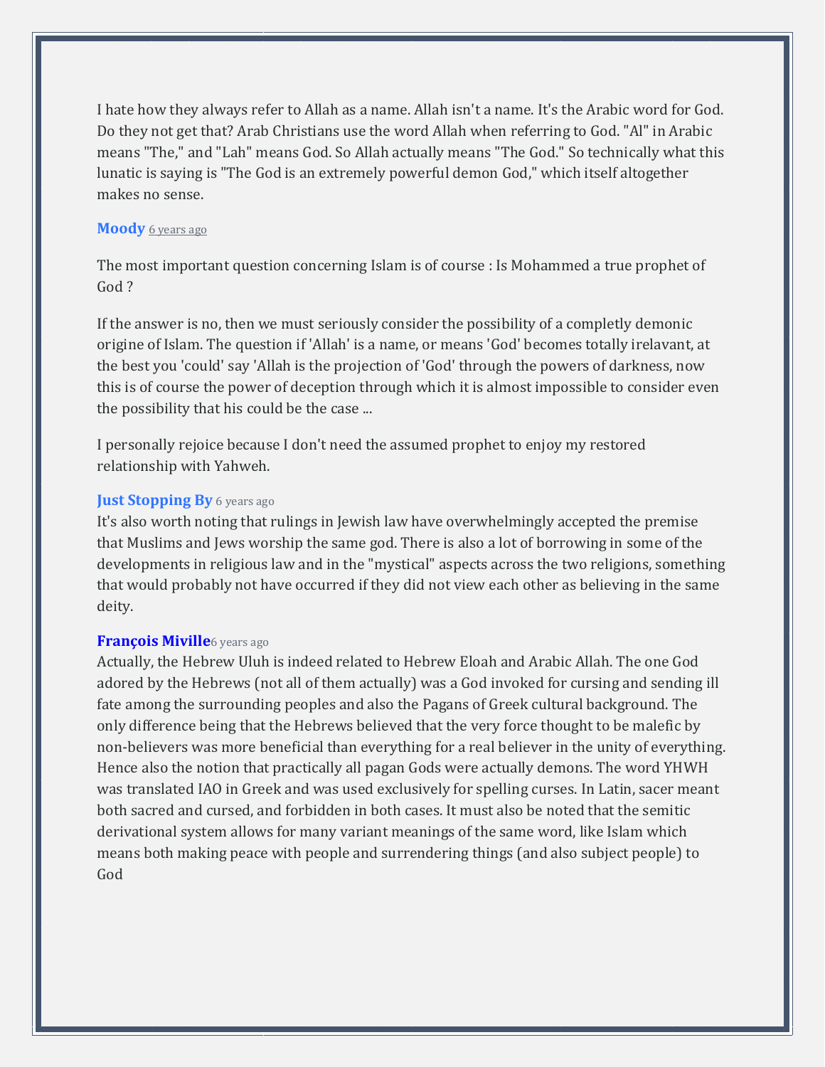I hate how they always refer to Allah as a name. Allah isn't a name. It's the Arabic word for God. Do they not get that? Arab Christians use the word Allah when referring to God. "Al" in Arabic means "The," and "Lah" means God. So Allah actually means "The God." So technically what this lunatic is saying is "The God is an extremely powerful demon God," which itself altogether makes no sense.

**Moody** 6 years ago

The most important question concerning Islam is of course : Is Mohammed a true prophet of God ?

If the answer is no, then we must seriously consider the possibility of a completly demonic origine of Islam. The question if 'Allah' is a name, or means 'God' becomes totally irelavant, at the best you 'could' say 'Allah is the projection of 'God' through the powers of darkness, now this is of course the power of deception through which it is almost impossible to consider even the possibility that his could be the case ...

I personally rejoice because I don't need the assumed prophet to enjoy my restored relationship with Yahweh.

**Just Stopping By** 6 years ago

It's also worth noting that rulings in Jewish law have overwhelmingly accepted the premise that Muslims and Jews worship the same god. There is also a lot of borrowing in some of the developments in religious law and in the "mystical" aspects across the two religions, something that would probably not have occurred if they did not view each other as believing in the same deity.

**François Miville** 6 years ago

Actually, the Hebrew Uluh is indeed related to Hebrew Eloah and Arabic Allah. The one God adored by the Hebrews (not all of them actually) was a God invoked for cursing and sending ill fate among the surrounding peoples and also the Pagans of Greek cultural background. The only difference being that the Hebrews believed that the very force thought to be malefic by non-believers was more beneficial than everything for a real believer in the unity of everything. Hence also the notion that practically all pagan Gods were actually demons. The word YHWH was translated IAO in Greek and was used exclusively for spelling curses. In Latin, sacer meant both sacred and cursed, and forbidden in both cases. It must also be noted that the semitic derivational system allows for many variant meanings of the same word, like Islam which means both making peace with people and surrendering things (and also subject people) to God